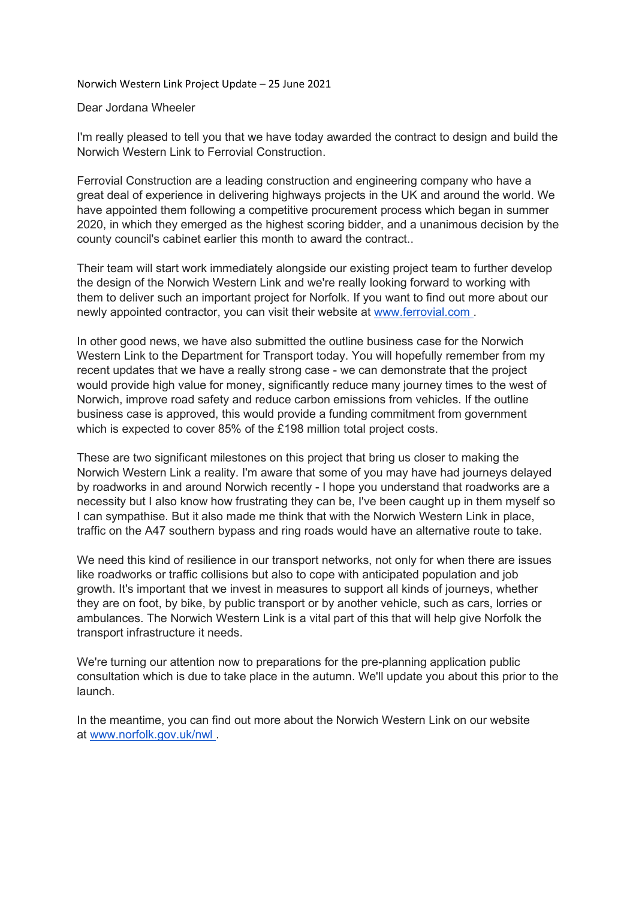Norwich Western Link Project Update – 25 June 2021

Dear Jordana Wheeler

I'm really pleased to tell you that we have today awarded the contract to design and build the Norwich Western Link to Ferrovial Construction.

Ferrovial Construction are a leading construction and engineering company who have a great deal of experience in delivering highways projects in the UK and around the world. We have appointed them following a competitive procurement process which began in summer 2020, in which they emerged as the highest scoring bidder, and a unanimous decision by the county council's cabinet earlier this month to award the contract..

Their team will start work immediately alongside our existing project team to further develop the design of the Norwich Western Link and we're really looking forward to working with them to deliver such an important project for Norfolk. If you want to find out more about our newly appointed contractor, you can visit their website at [www.ferrovial.com](http://www.ferrovial.com) .

In other good news, we have also submitted the outline business case for the Norwich Western Link to the Department for Transport today. You will hopefully remember from my recent updates that we have a really strong case - we can demonstrate that the project would provide high value for money, significantly reduce many journey times to the west of Norwich, improve road safety and reduce carbon emissions from vehicles. If the outline business case is approved, this would provide a funding commitment from government which is expected to cover 85% of the £198 million total project costs.

These are two significant milestones on this project that bring us closer to making the Norwich Western Link a reality. I'm aware that some of you may have had journeys delayed by roadworks in and around Norwich recently - I hope you understand that roadworks are a necessity but I also know how frustrating they can be, I've been caught up in them myself so I can sympathise. But it also made me think that with the Norwich Western Link in place, traffic on the A47 southern bypass and ring roads would have an alternative route to take.

We need this kind of resilience in our transport networks, not only for when there are issues like roadworks or traffic collisions but also to cope with anticipated population and job growth. It's important that we invest in measures to support all kinds of journeys, whether they are on foot, by bike, by public transport or by another vehicle, such as cars, lorries or ambulances. The Norwich Western Link is a vital part of this that will help give Norfolk the transport infrastructure it needs.

We're turning our attention now to preparations for the pre-planning application public consultation which is due to take place in the autumn. We'll update you about this prior to the launch.

In the meantime, you can find out more about the Norwich Western Link on our website at [www.norfolk.gov.uk/nwl](http://www.norfolk.gov.uk/nwl) .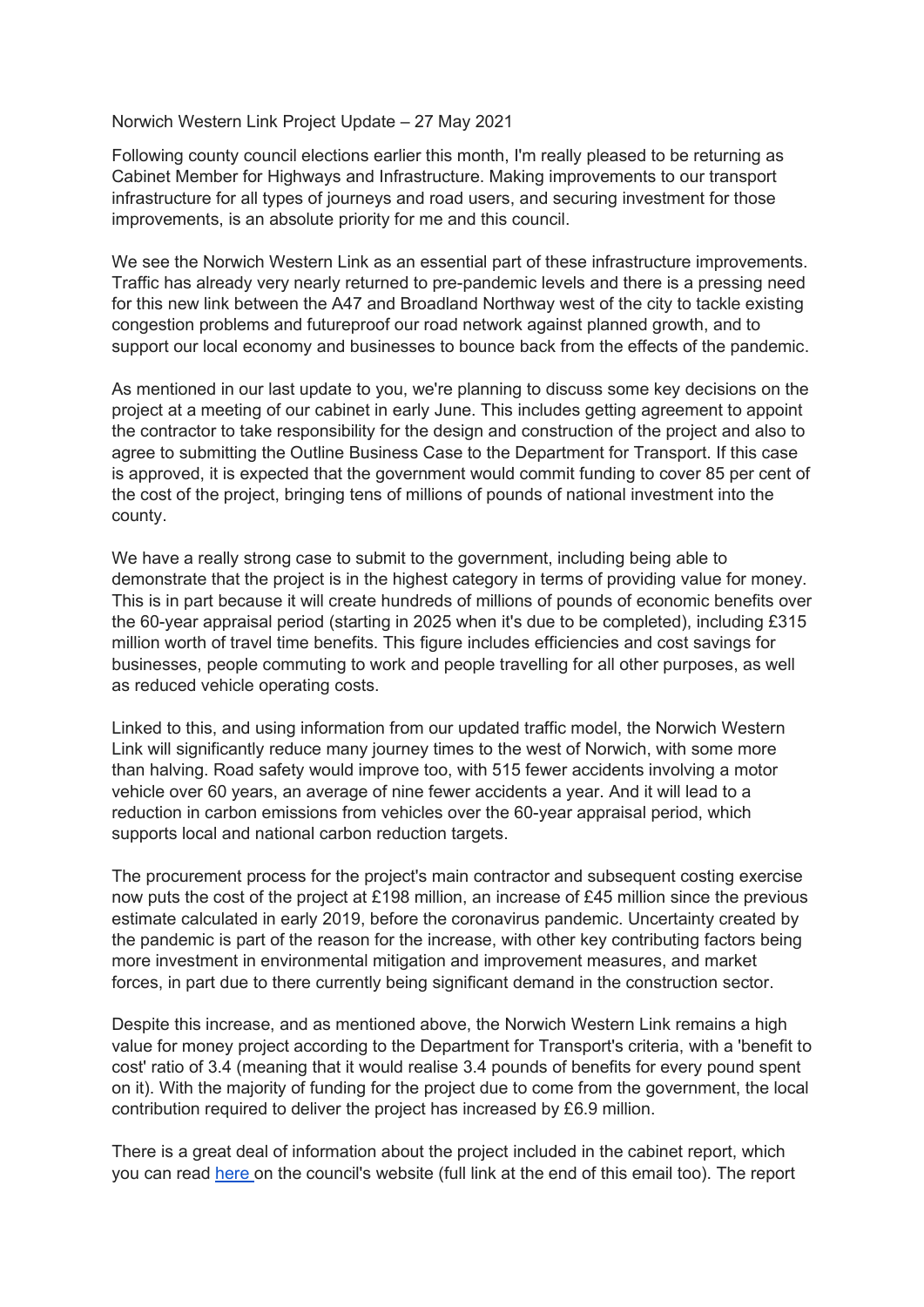Norwich Western Link Project Update – 27 May 2021

Following county council elections earlier this month, I'm really pleased to be returning as Cabinet Member for Highways and Infrastructure. Making improvements to our transport infrastructure for all types of journeys and road users, and securing investment for those improvements, is an absolute priority for me and this council.

We see the Norwich Western Link as an essential part of these infrastructure improvements. Traffic has already very nearly returned to pre-pandemic levels and there is a pressing need for this new link between the A47 and Broadland Northway west of the city to tackle existing congestion problems and futureproof our road network against planned growth, and to support our local economy and businesses to bounce back from the effects of the pandemic.

As mentioned in our last update to you, we're planning to discuss some key decisions on the project at a meeting of our cabinet in early June. This includes getting agreement to appoint the contractor to take responsibility for the design and construction of the project and also to agree to submitting the Outline Business Case to the Department for Transport. If this case is approved, it is expected that the government would commit funding to cover 85 per cent of the cost of the project, bringing tens of millions of pounds of national investment into the county.

We have a really strong case to submit to the government, including being able to demonstrate that the project is in the highest category in terms of providing value for money. This is in part because it will create hundreds of millions of pounds of economic benefits over the 60-year appraisal period (starting in 2025 when it's due to be completed), including £315 million worth of travel time benefits. This figure includes efficiencies and cost savings for businesses, people commuting to work and people travelling for all other purposes, as well as reduced vehicle operating costs.

Linked to this, and using information from our updated traffic model, the Norwich Western Link will significantly reduce many journey times to the west of Norwich, with some more than halving. Road safety would improve too, with 515 fewer accidents involving a motor vehicle over 60 years, an average of nine fewer accidents a year. And it will lead to a reduction in carbon emissions from vehicles over the 60-year appraisal period, which supports local and national carbon reduction targets.

The procurement process for the project's main contractor and subsequent costing exercise now puts the cost of the project at £198 million, an increase of £45 million since the previous estimate calculated in early 2019, before the coronavirus pandemic. Uncertainty created by the pandemic is part of the reason for the increase, with other key contributing factors being more investment in environmental mitigation and improvement measures, and market forces, in part due to there currently being significant demand in the construction sector.

Despite this increase, and as mentioned above, the Norwich Western Link remains a high value for money project according to the Department for Transport's criteria, with a 'benefit to cost' ratio of 3.4 (meaning that it would realise 3.4 pounds of benefits for every pound spent on it). With the majority of funding for the project due to come from the government, the local contribution required to deliver the project has increased by £6.9 million.

There is a great deal of information about the project included in the cabinet report, which you can read [here](#) on the council's website (full link at the end of this email too). The report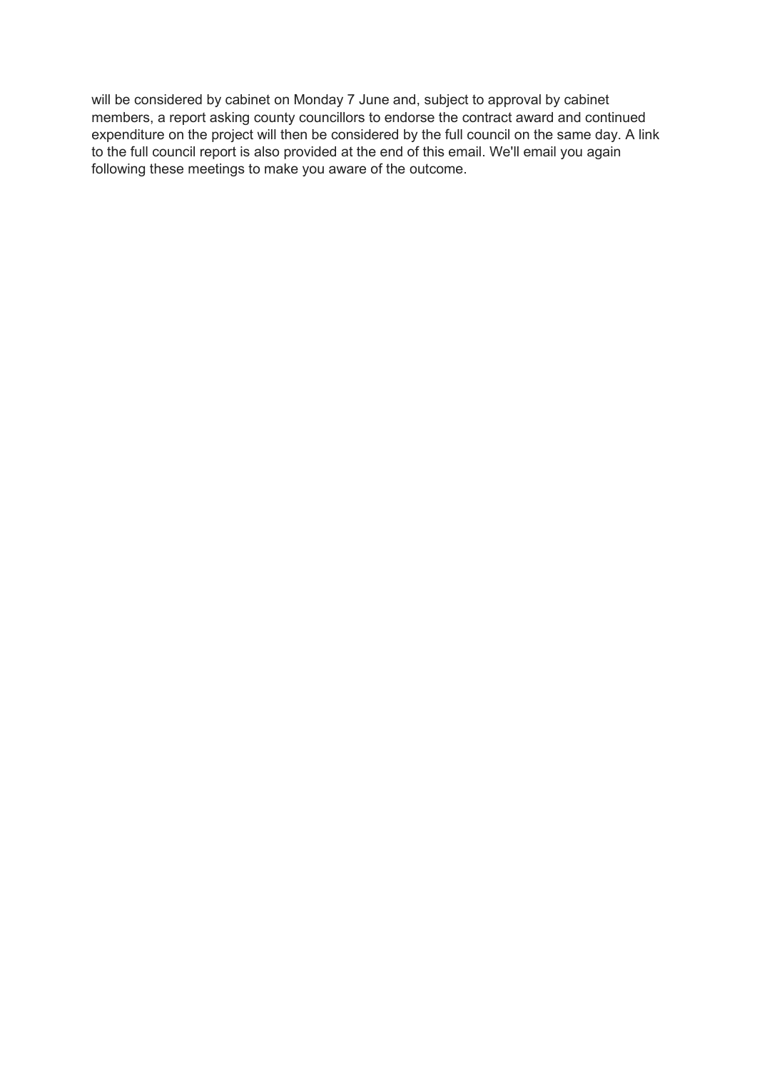will be considered by cabinet on Monday 7 June and, subject to approval by cabinet members, a report asking county councillors to endorse the contract award and continued expenditure on the project will then be considered by the full council on the same day. A link to the full council report is also provided at the end of this email. We'll email you again following these meetings to make you aware of the outcome.